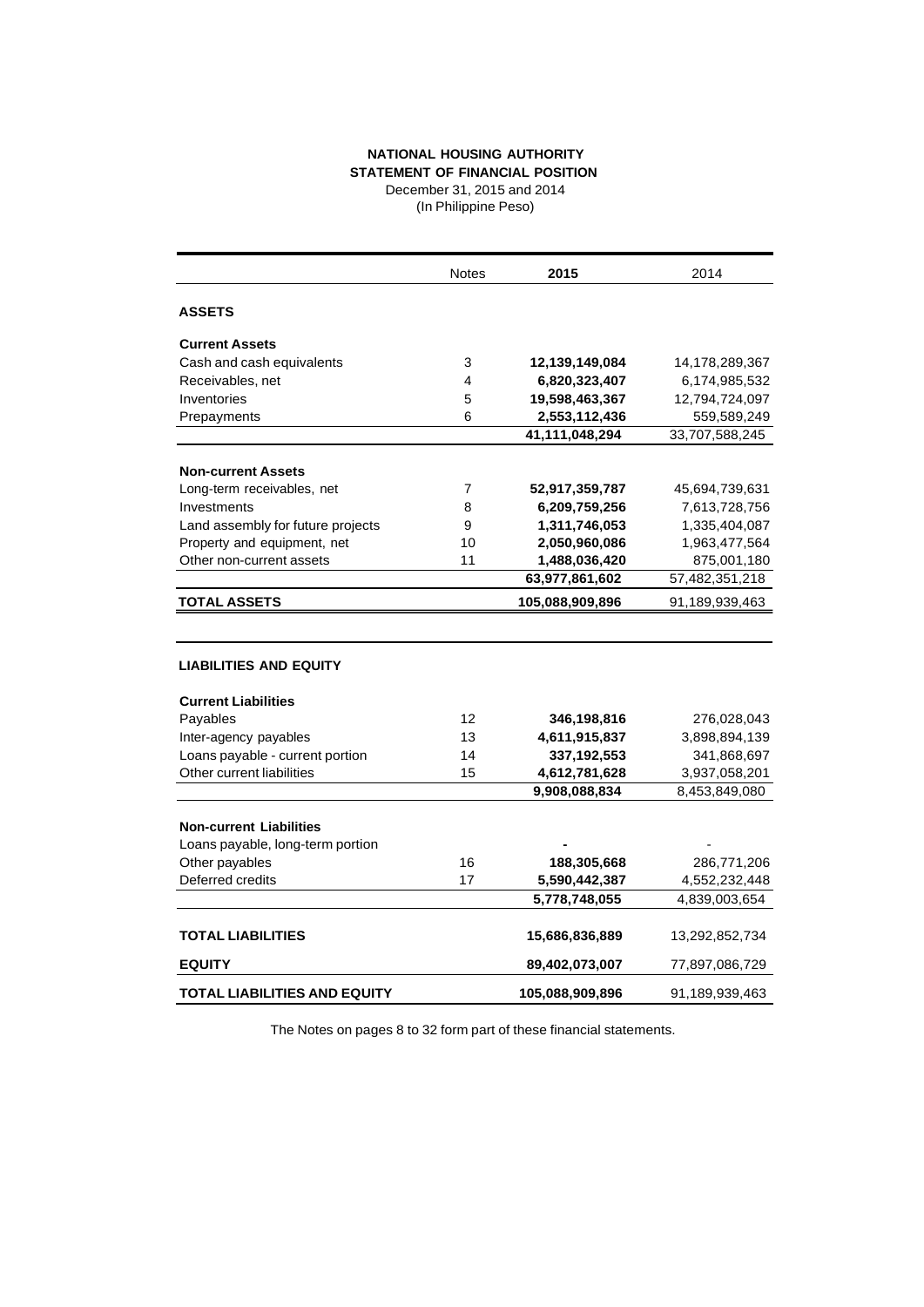# NATIONAL HOUSING AUTHORITY

## STATEMENT OF FINANCIAL POSITION

December 31, 2015 and 2014
(In Philippine Peso)

| | Notes | **2015** | 2014 |
|---|---|---|---|
| **ASSETS** | | | |
| **Current Assets** | | | |
| Cash and cash equivalents | 3 | **12,139,149,084** | 14,178,289,367 |
| Receivables, net | 4 | **6,820,323,407** | 6,174,985,532 |
| Inventories | 5 | **19,598,463,367** | 12,794,724,097 |
| Prepayments | 6 | **2,553,112,436** | 559,589,249 |
| | | **41,111,048,294** | 33,707,588,245 |
| **Non-current Assets** | | | |
| Long-term receivables, net | 7 | **52,917,359,787** | 45,694,739,631 |
| Investments | 8 | **6,209,759,256** | 7,613,728,756 |
| Land assembly for future projects | 9 | **1,311,746,053** | 1,335,404,087 |
| Property and equipment, net | 10 | **2,050,960,086** | 1,963,477,564 |
| Other non-current assets | 11 | **1,488,036,420** | 875,001,180 |
| | | **63,977,861,602** | 57,482,351,218 |
| **TOTAL ASSETS** | | **105,088,909,896** | 91,189,939,463 |
| **LIABILITIES AND EQUITY** | | | |
| **Current Liabilities** | | | |
| Payables | 12 | **346,198,816** | 276,028,043 |
| Inter-agency payables | 13 | **4,611,915,837** | 3,898,894,139 |
| Loans payable - current portion | 14 | **337,192,553** | 341,868,697 |
| Other current liabilities | 15 | **4,612,781,628** | 3,937,058,201 |
| | | **9,908,088,834** | 8,453,849,080 |
| **Non-current Liabilities** | | | |
| Loans payable, long-term portion | | **-** | - |
| Other payables | 16 | **188,305,668** | 286,771,206 |
| Deferred credits | 17 | **5,590,442,387** | 4,552,232,448 |
| | | **5,778,748,055** | 4,839,003,654 |
| **TOTAL LIABILITIES** | | **15,686,836,889** | 13,292,852,734 |
| **EQUITY** | | **89,402,073,007** | 77,897,086,729 |
| **TOTAL LIABILITIES AND EQUITY** | | **105,088,909,896** | 91,189,939,463 |

The Notes on pages 8 to 32 form part of these financial statements.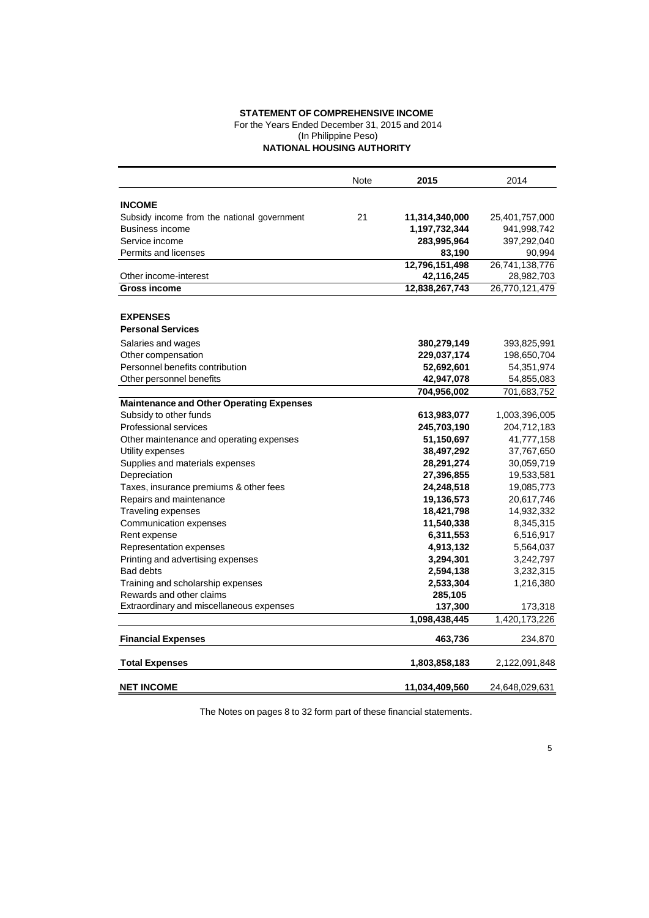**STATEMENT OF COMPREHENSIVE INCOME**
For the Years Ended December 31, 2015 and 2014
(In Philippine Peso)
**NATIONAL HOUSING AUTHORITY**

| | Note | 2015 | 2014 |
|---|---|---|---|
| **INCOME** | | | |
| Subsidy income from the national government | 21 | **11,314,340,000** | 25,401,757,000 |
| Business income | | **1,197,732,344** | 941,998,742 |
| Service income | | **283,995,964** | 397,292,040 |
| Permits and licenses | | **83,190** | 90,994 |
| | | **12,796,151,498** | 26,741,138,776 |
| Other income-interest | | **42,116,245** | 28,982,703 |
| **Gross income** | | **12,838,267,743** | 26,770,121,479 |
| **EXPENSES** | | | |
| **Personal Services** | | | |
| Salaries and wages | | **380,279,149** | 393,825,991 |
| Other compensation | | **229,037,174** | 198,650,704 |
| Personnel benefits contribution | | **52,692,601** | 54,351,974 |
| Other personnel benefits | | **42,947,078** | 54,855,083 |
| | | **704,956,002** | 701,683,752 |
| **Maintenance and Other Operating Expenses** | | | |
| Subsidy to other funds | | **613,983,077** | 1,003,396,005 |
| Professional services | | **245,703,190** | 204,712,183 |
| Other maintenance and operating expenses | | **51,150,697** | 41,777,158 |
| Utility expenses | | **38,497,292** | 37,767,650 |
| Supplies and materials expenses | | **28,291,274** | 30,059,719 |
| Depreciation | | **27,396,855** | 19,533,581 |
| Taxes, insurance premiums & other fees | | **24,248,518** | 19,085,773 |
| Repairs and maintenance | | **19,136,573** | 20,617,746 |
| Traveling expenses | | **18,421,798** | 14,932,332 |
| Communication expenses | | **11,540,338** | 8,345,315 |
| Rent expense | | **6,311,553** | 6,516,917 |
| Representation expenses | | **4,913,132** | 5,564,037 |
| Printing and advertising expenses | | **3,294,301** | 3,242,797 |
| Bad debts | | **2,594,138** | 3,232,315 |
| Training and scholarship expenses | | **2,533,304** | 1,216,380 |
| Rewards and other claims | | **285,105** | |
| Extraordinary and miscellaneous expenses | | **137,300** | 173,318 |
| | | **1,098,438,445** | 1,420,173,226 |
| **Financial Expenses** | | **463,736** | 234,870 |
| **Total Expenses** | | **1,803,858,183** | 2,122,091,848 |
| **NET INCOME** | | **11,034,409,560** | 24,648,029,631 |

The Notes on pages 8 to 32 form part of these financial statements.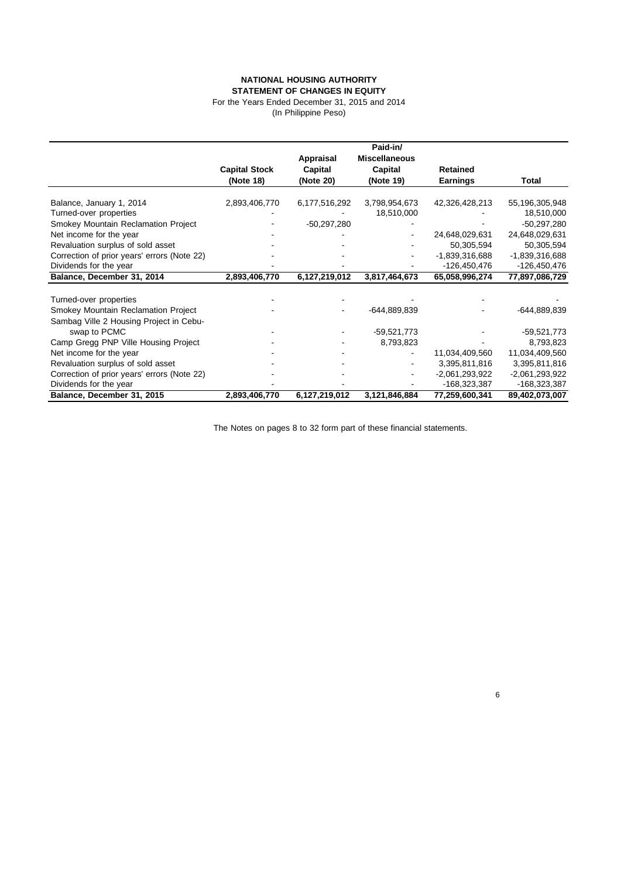**NATIONAL HOUSING AUTHORITY**
**STATEMENT OF CHANGES IN EQUITY**
For the Years Ended December 31, 2015 and 2014
(In Philippine Peso)

| | Capital Stock (Note 18) | Appraisal Capital (Note 20) | Paid-in/ Miscellaneous Capital (Note 19) | Retained Earnings | Total |
|---|---|---|---|---|---|
| Balance, January 1, 2014 | 2,893,406,770 | 6,177,516,292 | 3,798,954,673 | 42,326,428,213 | 55,196,305,948 |
| Turned-over properties | - | - | 18,510,000 | - | 18,510,000 |
| Smokey Mountain Reclamation Project | - | -50,297,280 | - | - | -50,297,280 |
| Net income for the year | - | - | - | 24,648,029,631 | 24,648,029,631 |
| Revaluation surplus of sold asset | - | - | - | 50,305,594 | 50,305,594 |
| Correction of prior years' errors (Note 22) | - | - | - | -1,839,316,688 | -1,839,316,688 |
| Dividends for the year | - | - | - | -126,450,476 | -126,450,476 |
| **Balance, December 31, 2014** | **2,893,406,770** | **6,127,219,012** | **3,817,464,673** | **65,058,996,274** | **77,897,086,729** |
| | | | | | |
| Turned-over properties | - | - | - | - | - |
| Smokey Mountain Reclamation Project | - | - | -644,889,839 | - | -644,889,839 |
| Sambag Ville 2 Housing Project in Cebu-swap to PCMC | - | - | -59,521,773 | - | -59,521,773 |
| Camp Gregg PNP Ville Housing Project | - | - | 8,793,823 | - | 8,793,823 |
| Net income for the year | - | - | - | 11,034,409,560 | 11,034,409,560 |
| Revaluation surplus of sold asset | - | - | - | 3,395,811,816 | 3,395,811,816 |
| Correction of prior years' errors (Note 22) | - | - | - | -2,061,293,922 | -2,061,293,922 |
| Dividends for the year | - | - | - | -168,323,387 | -168,323,387 |
| **Balance, December 31, 2015** | **2,893,406,770** | **6,127,219,012** | **3,121,846,884** | **77,259,600,341** | **89,402,073,007** |

The Notes on pages 8 to 32 form part of these financial statements.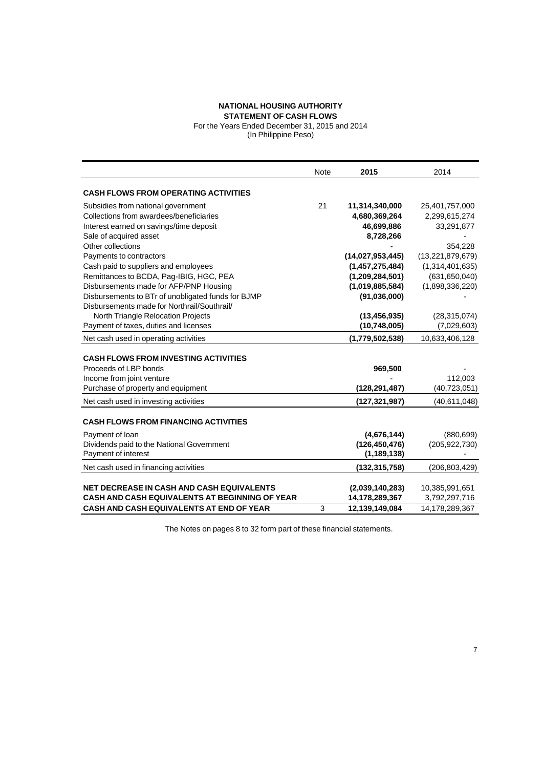**NATIONAL HOUSING AUTHORITY**
**STATEMENT OF CASH FLOWS**
For the Years Ended December 31, 2015 and 2014
(In Philippine Peso)

| | Note | 2015 | 2014 |
|---|---|---|---|
| **CASH FLOWS FROM OPERATING ACTIVITIES** | | | |
| Subsidies from national government | 21 | **11,314,340,000** | 25,401,757,000 |
| Collections from awardees/beneficiaries | | **4,680,369,264** | 2,299,615,274 |
| Interest earned on savings/time deposit | | **46,699,886** | 33,291,877 |
| Sale of acquired asset | | **8,728,266** | - |
| Other collections | | **-** | 354,228 |
| Payments to contractors | | **(14,027,953,445)** | (13,221,879,679) |
| Cash paid to suppliers and employees | | **(1,457,275,484)** | (1,314,401,635) |
| Remittances to BCDA, Pag-IBIG, HGC, PEA | | **(1,209,284,501)** | (631,650,040) |
| Disbursements made for AFP/PNP Housing | | **(1,019,885,584)** | (1,898,336,220) |
| Disbursements to BTr of unobligated funds for BJMP | | **(91,036,000)** | - |
| Disbursements made for Northrail/Southrail/ North Triangle Relocation Projects | | **(13,456,935)** | (28,315,074) |
| Payment of taxes, duties and licenses | | **(10,748,005)** | (7,029,603) |
| Net cash used in operating activities | | **(1,779,502,538)** | 10,633,406,128 |
| **CASH FLOWS FROM INVESTING ACTIVITIES** | | | |
| Proceeds of LBP bonds | | **969,500** | - |
| Income from joint venture | | - | 112,003 |
| Purchase of property and equipment | | **(128,291,487)** | (40,723,051) |
| Net cash used in investing activities | | **(127,321,987)** | (40,611,048) |
| **CASH FLOWS FROM FINANCING ACTIVITIES** | | | |
| Payment of loan | | **(4,676,144)** | (880,699) |
| Dividends paid to the National Government | | **(126,450,476)** | (205,922,730) |
| Payment of interest | | **(1,189,138)** | - |
| Net cash used in financing activities | | **(132,315,758)** | (206,803,429) |
| **NET DECREASE IN CASH AND CASH EQUIVALENTS** | | **(2,039,140,283)** | 10,385,991,651 |
| **CASH AND CASH EQUIVALENTS AT BEGINNING OF YEAR** | | **14,178,289,367** | 3,792,297,716 |
| **CASH AND CASH EQUIVALENTS AT END OF YEAR** | 3 | **12,139,149,084** | 14,178,289,367 |

The Notes on pages 8 to 32 form part of these financial statements.